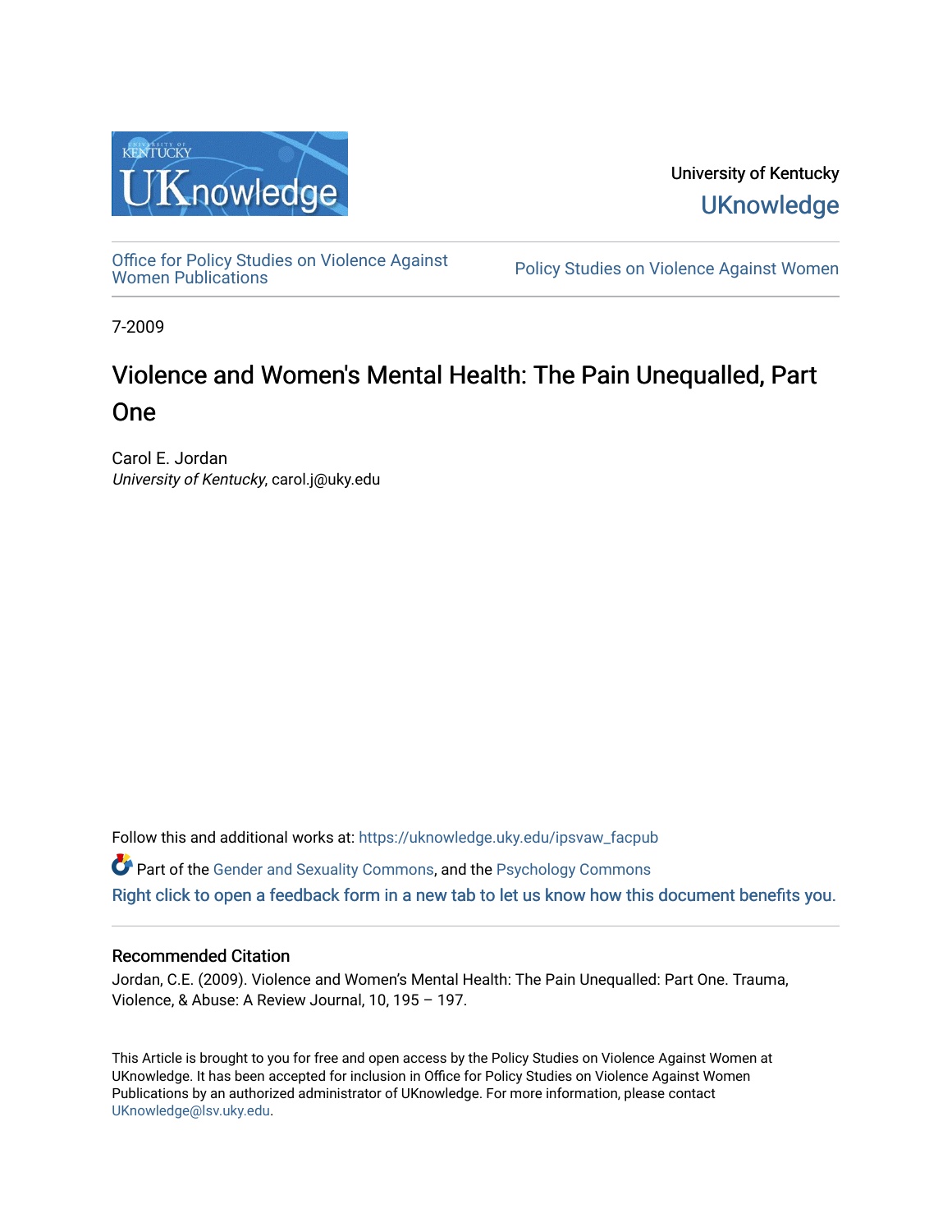University of Kentucky

UKnowledge

Office for Policy Studies on Violence Against Women Publications

Policy Studies on Violence Against Women

7-2009

# Violence and Women's Mental Health: The Pain Unequalled, Part One

Carol E. Jordan
*University of Kentucky*, carol.j@uky.edu

Follow this and additional works at: https://uknowledge.uky.edu/ipsvaw_facpub

Part of the Gender and Sexuality Commons, and the Psychology Commons

Right click to open a feedback form in a new tab to let us know how this document benefits you.

## Recommended Citation

Jordan, C.E. (2009). Violence and Women's Mental Health: The Pain Unequalled: Part One. Trauma, Violence, & Abuse: A Review Journal, 10, 195 – 197.

This Article is brought to you for free and open access by the Policy Studies on Violence Against Women at UKnowledge. It has been accepted for inclusion in Office for Policy Studies on Violence Against Women Publications by an authorized administrator of UKnowledge. For more information, please contact UKnowledge@lsv.uky.edu.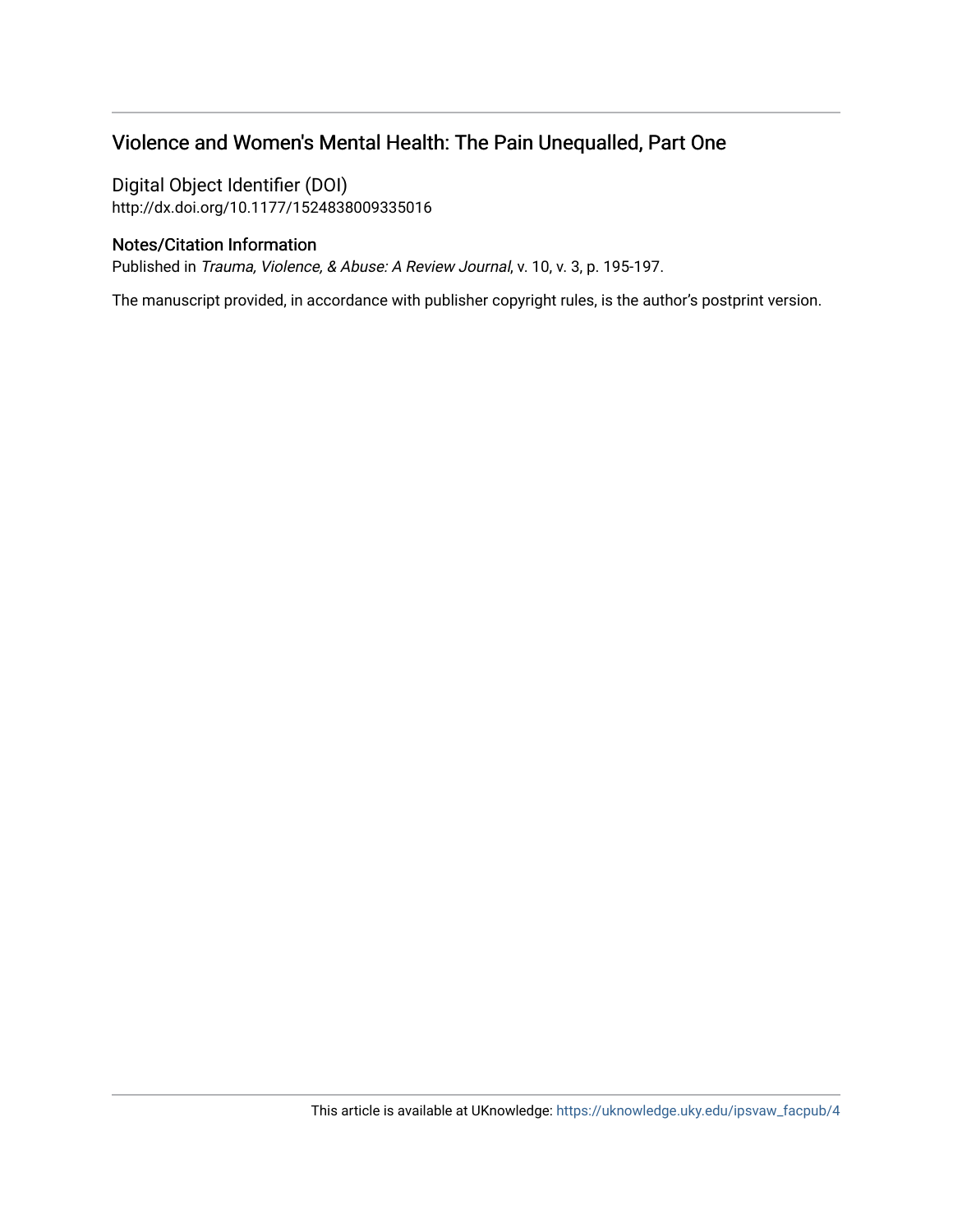## Violence and Women's Mental Health: The Pain Unequalled, Part One

Digital Object Identifier (DOI)
http://dx.doi.org/10.1177/1524838009335016

### Notes/Citation Information

Published in *Trauma, Violence, & Abuse: A Review Journal*, v. 10, v. 3, p. 195-197.

The manuscript provided, in accordance with publisher copyright rules, is the author's postprint version.

This article is available at UKnowledge: https://uknowledge.uky.edu/ipsvaw_facpub/4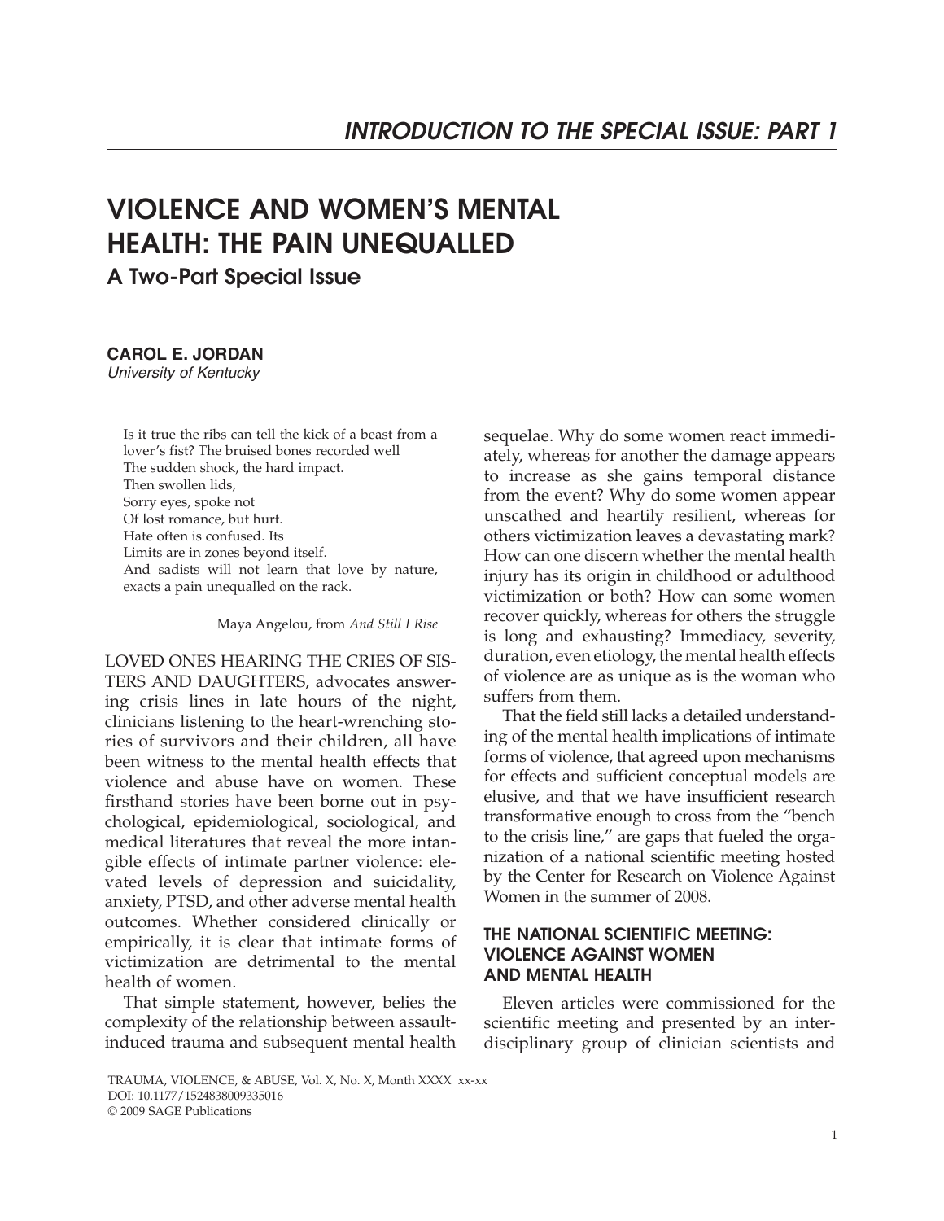## INTRODUCTION TO THE SPECIAL ISSUE: PART 1

# VIOLENCE AND WOMEN'S MENTAL HEALTH: THE PAIN UNEQUALLED

### A Two-Part Special Issue

**CAROL E. JORDAN**
*University of Kentucky*

> Is it true the ribs can tell the kick of a beast from a lover's fist? The bruised bones recorded well
> The sudden shock, the hard impact.
> Then swollen lids,
> Sorry eyes, spoke not
> Of lost romance, but hurt.
> Hate often is confused. Its
> Limits are in zones beyond itself.
> And sadists will not learn that love by nature, exacts a pain unequalled on the rack.
>
> Maya Angelou, from *And Still I Rise*

LOVED ONES HEARING THE CRIES OF SISTERS AND DAUGHTERS, advocates answering crisis lines in late hours of the night, clinicians listening to the heart-wrenching stories of survivors and their children, all have been witness to the mental health effects that violence and abuse have on women. These firsthand stories have been borne out in psychological, epidemiological, sociological, and medical literatures that reveal the more intangible effects of intimate partner violence: elevated levels of depression and suicidality, anxiety, PTSD, and other adverse mental health outcomes. Whether considered clinically or empirically, it is clear that intimate forms of victimization are detrimental to the mental health of women.

That simple statement, however, belies the complexity of the relationship between assault-induced trauma and subsequent mental health sequelae. Why do some women react immediately, whereas for another the damage appears to increase as she gains temporal distance from the event? Why do some women appear unscathed and heartily resilient, whereas for others victimization leaves a devastating mark? How can one discern whether the mental health injury has its origin in childhood or adulthood victimization or both? How can some women recover quickly, whereas for others the struggle is long and exhausting? Immediacy, severity, duration, even etiology, the mental health effects of violence are as unique as is the woman who suffers from them.

That the field still lacks a detailed understanding of the mental health implications of intimate forms of violence, that agreed upon mechanisms for effects and sufficient conceptual models are elusive, and that we have insufficient research transformative enough to cross from the "bench to the crisis line," are gaps that fueled the organization of a national scientific meeting hosted by the Center for Research on Violence Against Women in the summer of 2008.

## THE NATIONAL SCIENTIFIC MEETING: VIOLENCE AGAINST WOMEN AND MENTAL HEALTH

Eleven articles were commissioned for the scientific meeting and presented by an interdisciplinary group of clinician scientists and

TRAUMA, VIOLENCE, & ABUSE, Vol. X, No. X, Month XXXX xx-xx
DOI: 10.1177/1524838009335016
© 2009 SAGE Publications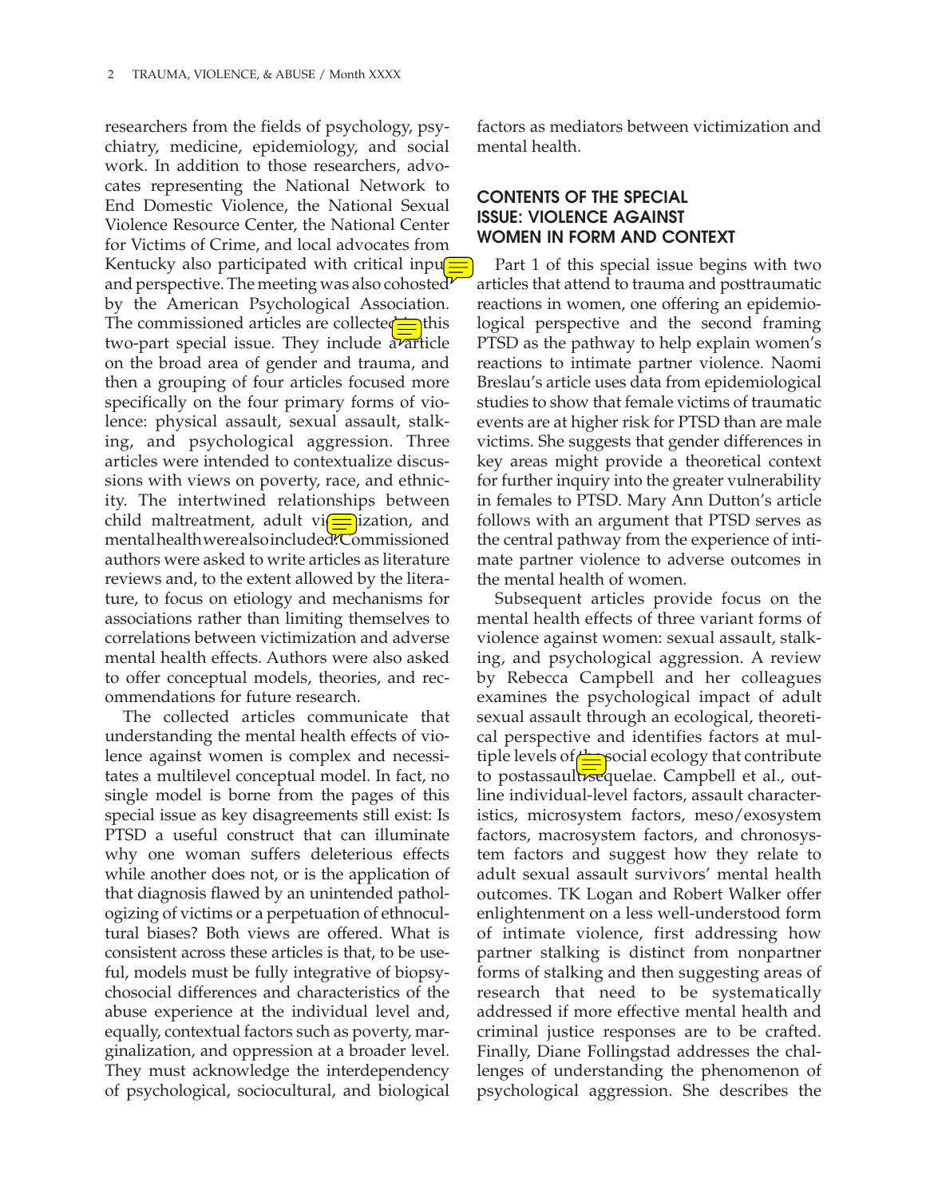researchers from the fields of psychology, psychiatry, medicine, epidemiology, and social work. In addition to those researchers, advocates representing the National Network to End Domestic Violence, the National Sexual Violence Resource Center, the National Center for Victims of Crime, and local advocates from Kentucky also participated with critical input and perspective. The meeting was also cohosted by the American Psychological Association. The commissioned articles are collected in this two-part special issue. They include an article on the broad area of gender and trauma, and then a grouping of four articles focused more specifically on the four primary forms of violence: physical assault, sexual assault, stalking, and psychological aggression. Three articles were intended to contextualize discussions with views on poverty, race, and ethnicity. The intertwined relationships between child maltreatment, adult victimization, and mental health were also included. Commissioned authors were asked to write articles as literature reviews and, to the extent allowed by the literature, to focus on etiology and mechanisms for associations rather than limiting themselves to correlations between victimization and adverse mental health effects. Authors were also asked to offer conceptual models, theories, and recommendations for future research.

The collected articles communicate that understanding the mental health effects of violence against women is complex and necessitates a multilevel conceptual model. In fact, no single model is borne from the pages of this special issue as key disagreements still exist: Is PTSD a useful construct that can illuminate why one woman suffers deleterious effects while another does not, or is the application of that diagnosis flawed by an unintended pathologizing of victims or a perpetuation of ethnocultural biases? Both views are offered. What is consistent across these articles is that, to be useful, models must be fully integrative of biopsychosocial differences and characteristics of the abuse experience at the individual level and, equally, contextual factors such as poverty, marginalization, and oppression at a broader level. They must acknowledge the interdependency of psychological, sociocultural, and biological factors as mediators between victimization and mental health.

## CONTENTS OF THE SPECIAL ISSUE: VIOLENCE AGAINST WOMEN IN FORM AND CONTEXT

Part 1 of this special issue begins with two articles that attend to trauma and posttraumatic reactions in women, one offering an epidemiological perspective and the second framing PTSD as the pathway to help explain women's reactions to intimate partner violence. Naomi Breslau's article uses data from epidemiological studies to show that female victims of traumatic events are at higher risk for PTSD than are male victims. She suggests that gender differences in key areas might provide a theoretical context for further inquiry into the greater vulnerability in females to PTSD. Mary Ann Dutton's article follows with an argument that PTSD serves as the central pathway from the experience of intimate partner violence to adverse outcomes in the mental health of women.

Subsequent articles provide focus on the mental health effects of three variant forms of violence against women: sexual assault, stalking, and psychological aggression. A review by Rebecca Campbell and her colleagues examines the psychological impact of adult sexual assault through an ecological, theoretical perspective and identifies factors at multiple levels of the social ecology that contribute to postassault sequelae. Campbell et al., outline individual-level factors, assault characteristics, microsystem factors, meso/exosystem factors, macrosystem factors, and chronosystem factors and suggest how they relate to adult sexual assault survivors' mental health outcomes. TK Logan and Robert Walker offer enlightenment on a less well-understood form of intimate violence, first addressing how partner stalking is distinct from nonpartner forms of stalking and then suggesting areas of research that need to be systematically addressed if more effective mental health and criminal justice responses are to be crafted. Finally, Diane Follingstad addresses the challenges of understanding the phenomenon of psychological aggression. She describes the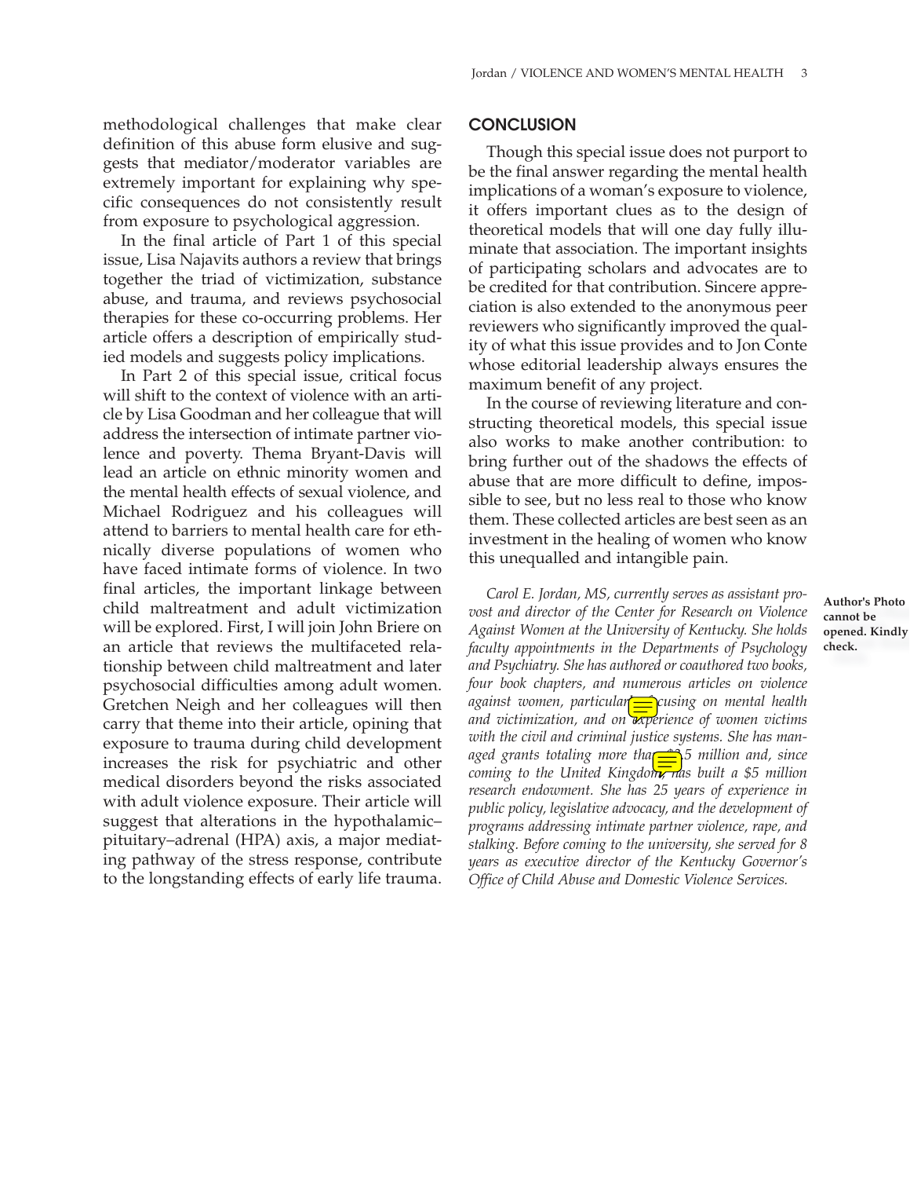methodological challenges that make clear definition of this abuse form elusive and suggests that mediator/moderator variables are extremely important for explaining why specific consequences do not consistently result from exposure to psychological aggression.

In the final article of Part 1 of this special issue, Lisa Najavits authors a review that brings together the triad of victimization, substance abuse, and trauma, and reviews psychosocial therapies for these co-occurring problems. Her article offers a description of empirically studied models and suggests policy implications.

In Part 2 of this special issue, critical focus will shift to the context of violence with an article by Lisa Goodman and her colleague that will address the intersection of intimate partner violence and poverty. Thema Bryant-Davis will lead an article on ethnic minority women and the mental health effects of sexual violence, and Michael Rodriguez and his colleagues will attend to barriers to mental health care for ethnically diverse populations of women who have faced intimate forms of violence. In two final articles, the important linkage between child maltreatment and adult victimization will be explored. First, I will join John Briere on an article that reviews the multifaceted relationship between child maltreatment and later psychosocial difficulties among adult women. Gretchen Neigh and her colleagues will then carry that theme into their article, opining that exposure to trauma during child development increases the risk for psychiatric and other medical disorders beyond the risks associated with adult violence exposure. Their article will suggest that alterations in the hypothalamic–pituitary–adrenal (HPA) axis, a major mediating pathway of the stress response, contribute to the longstanding effects of early life trauma.

## CONCLUSION

Though this special issue does not purport to be the final answer regarding the mental health implications of a woman's exposure to violence, it offers important clues as to the design of theoretical models that will one day fully illuminate that association. The important insights of participating scholars and advocates are to be credited for that contribution. Sincere appreciation is also extended to the anonymous peer reviewers who significantly improved the quality of what this issue provides and to Jon Conte whose editorial leadership always ensures the maximum benefit of any project.

In the course of reviewing literature and constructing theoretical models, this special issue also works to make another contribution: to bring further out of the shadows the effects of abuse that are more difficult to define, impossible to see, but no less real to those who know them. These collected articles are best seen as an investment in the healing of women who know this unequalled and intangible pain.

*Carol E. Jordan, MS, currently serves as assistant provost and director of the Center for Research on Violence Against Women at the University of Kentucky. She holds faculty appointments in the Departments of Psychology and Psychiatry. She has authored or coauthored two books, four book chapters, and numerous articles on violence against women, particularly focusing on mental health and victimization, and on the experience of women victims with the civil and criminal justice systems. She has managed grants totaling more than $15 million and, since coming to the United Kingdom, has built a $5 million research endowment. She has 25 years of experience in public policy, legislative advocacy, and the development of programs addressing intimate partner violence, rape, and stalking. Before coming to the university, she served for 8 years as executive director of the Kentucky Governor's Office of Child Abuse and Domestic Violence Services.*